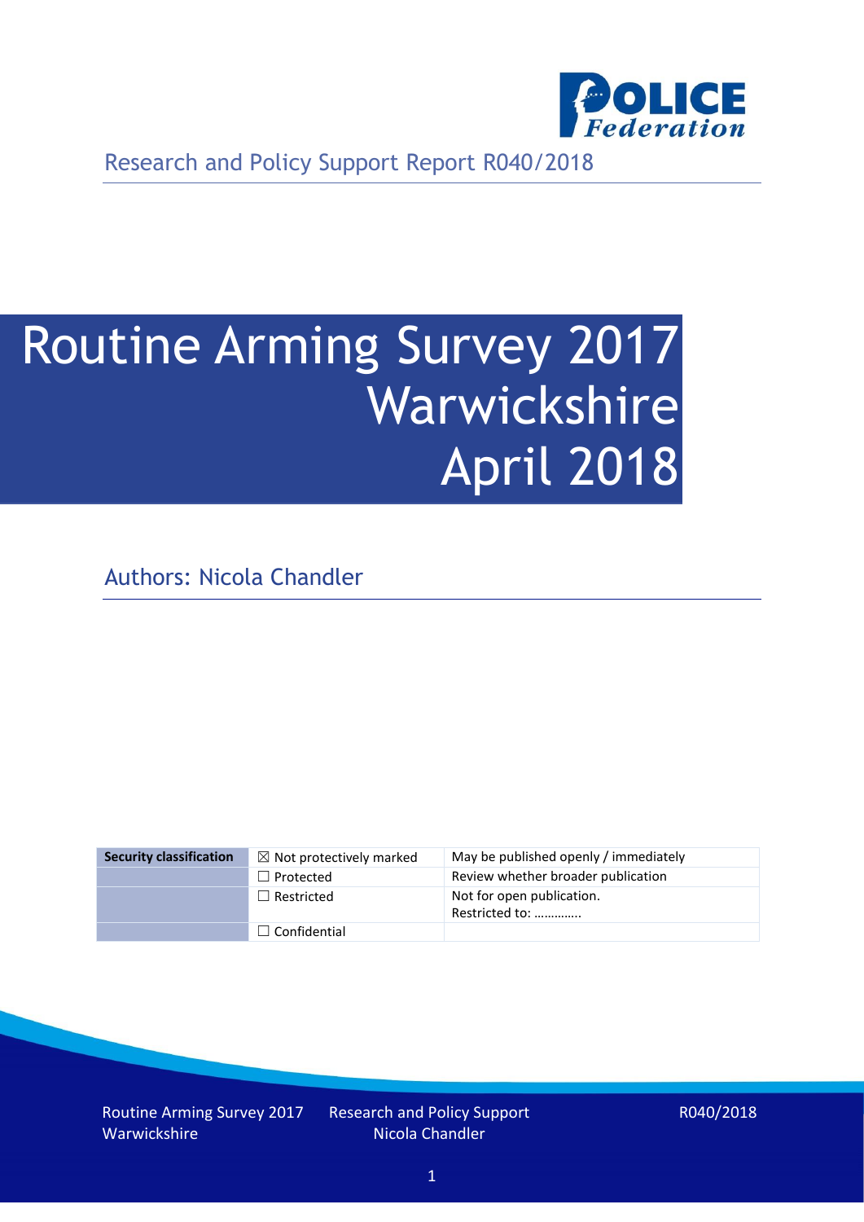Research and Policy Support Report R040/2018

# Routine Arming Survey 2017 Warwickshire April 2018

Authors: Nicola Chandler

| Security classification | ☒ Not protectively marked | May be published openly / immediately |
|---|---|---|
| | ☐ Protected | Review whether broader publication |
| | ☐ Restricted | Not for open publication. Restricted to: ………….. |
| | ☐ Confidential | |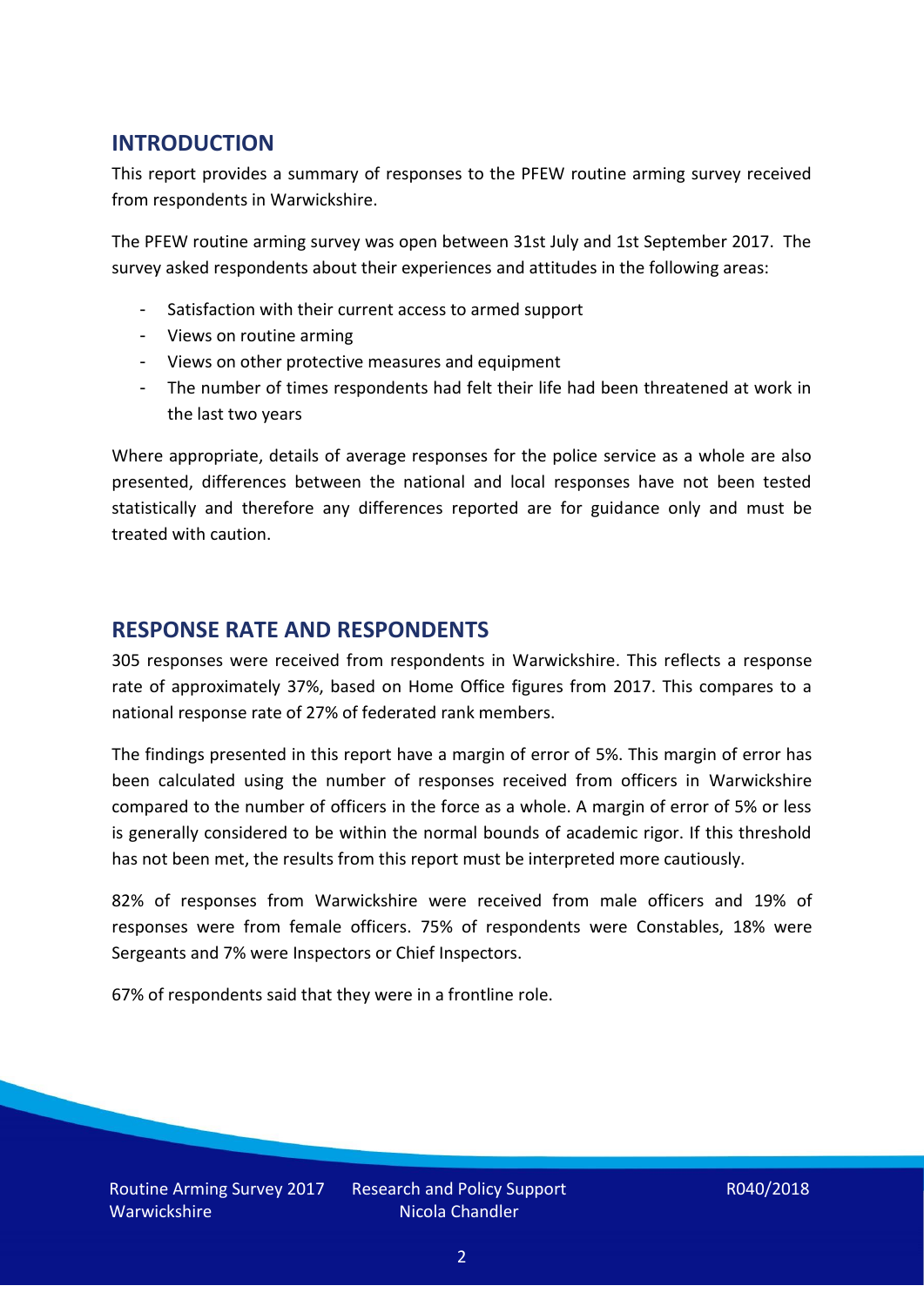## INTRODUCTION

This report provides a summary of responses to the PFEW routine arming survey received from respondents in Warwickshire.

The PFEW routine arming survey was open between 31st July and 1st September 2017. The survey asked respondents about their experiences and attitudes in the following areas:

- Satisfaction with their current access to armed support
- Views on routine arming
- Views on other protective measures and equipment
- The number of times respondents had felt their life had been threatened at work in the last two years

Where appropriate, details of average responses for the police service as a whole are also presented, differences between the national and local responses have not been tested statistically and therefore any differences reported are for guidance only and must be treated with caution.

## RESPONSE RATE AND RESPONDENTS

305 responses were received from respondents in Warwickshire. This reflects a response rate of approximately 37%, based on Home Office figures from 2017. This compares to a national response rate of 27% of federated rank members.

The findings presented in this report have a margin of error of 5%. This margin of error has been calculated using the number of responses received from officers in Warwickshire compared to the number of officers in the force as a whole. A margin of error of 5% or less is generally considered to be within the normal bounds of academic rigor. If this threshold has not been met, the results from this report must be interpreted more cautiously.

82% of responses from Warwickshire were received from male officers and 19% of responses were from female officers. 75% of respondents were Constables, 18% were Sergeants and 7% were Inspectors or Chief Inspectors.

67% of respondents said that they were in a frontline role.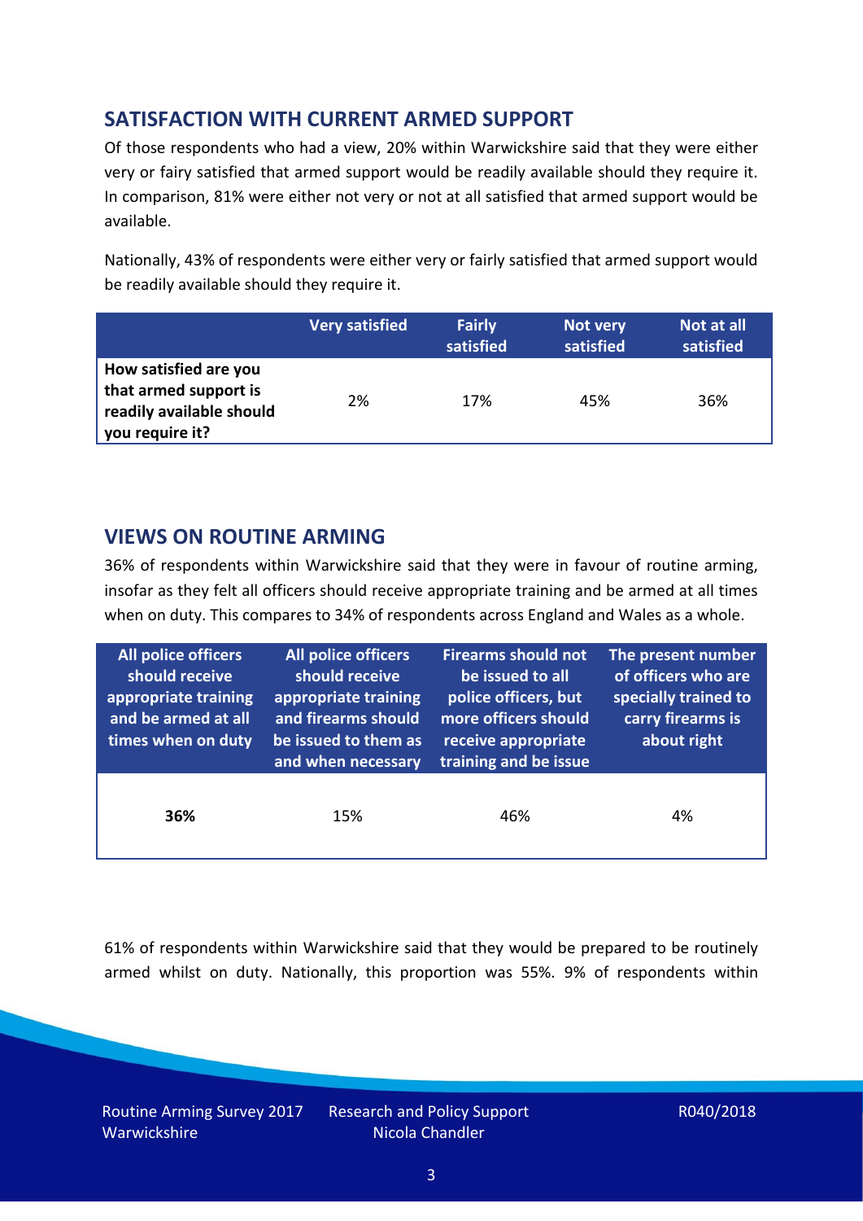## SATISFACTION WITH CURRENT ARMED SUPPORT

Of those respondents who had a view, 20% within Warwickshire said that they were either very or fairy satisfied that armed support would be readily available should they require it. In comparison, 81% were either not very or not at all satisfied that armed support would be available.

Nationally, 43% of respondents were either very or fairly satisfied that armed support would be readily available should they require it.

| | Very satisfied | Fairly satisfied | Not very satisfied | Not at all satisfied |
|---|---|---|---|---|
| **How satisfied are you that armed support is readily available should you require it?** | 2% | 17% | 45% | 36% |

## VIEWS ON ROUTINE ARMING

36% of respondents within Warwickshire said that they were in favour of routine arming, insofar as they felt all officers should receive appropriate training and be armed at all times when on duty. This compares to 34% of respondents across England and Wales as a whole.

| All police officers should receive appropriate training and be armed at all times when on duty | All police officers should receive appropriate training and firearms should be issued to them as and when necessary | Firearms should not be issued to all police officers, but more officers should receive appropriate training and be issue | The present number of officers who are specially trained to carry firearms is about right |
|---|---|---|---|
| **36%** | 15% | 46% | 4% |

61% of respondents within Warwickshire said that they would be prepared to be routinely armed whilst on duty. Nationally, this proportion was 55%. 9% of respondents within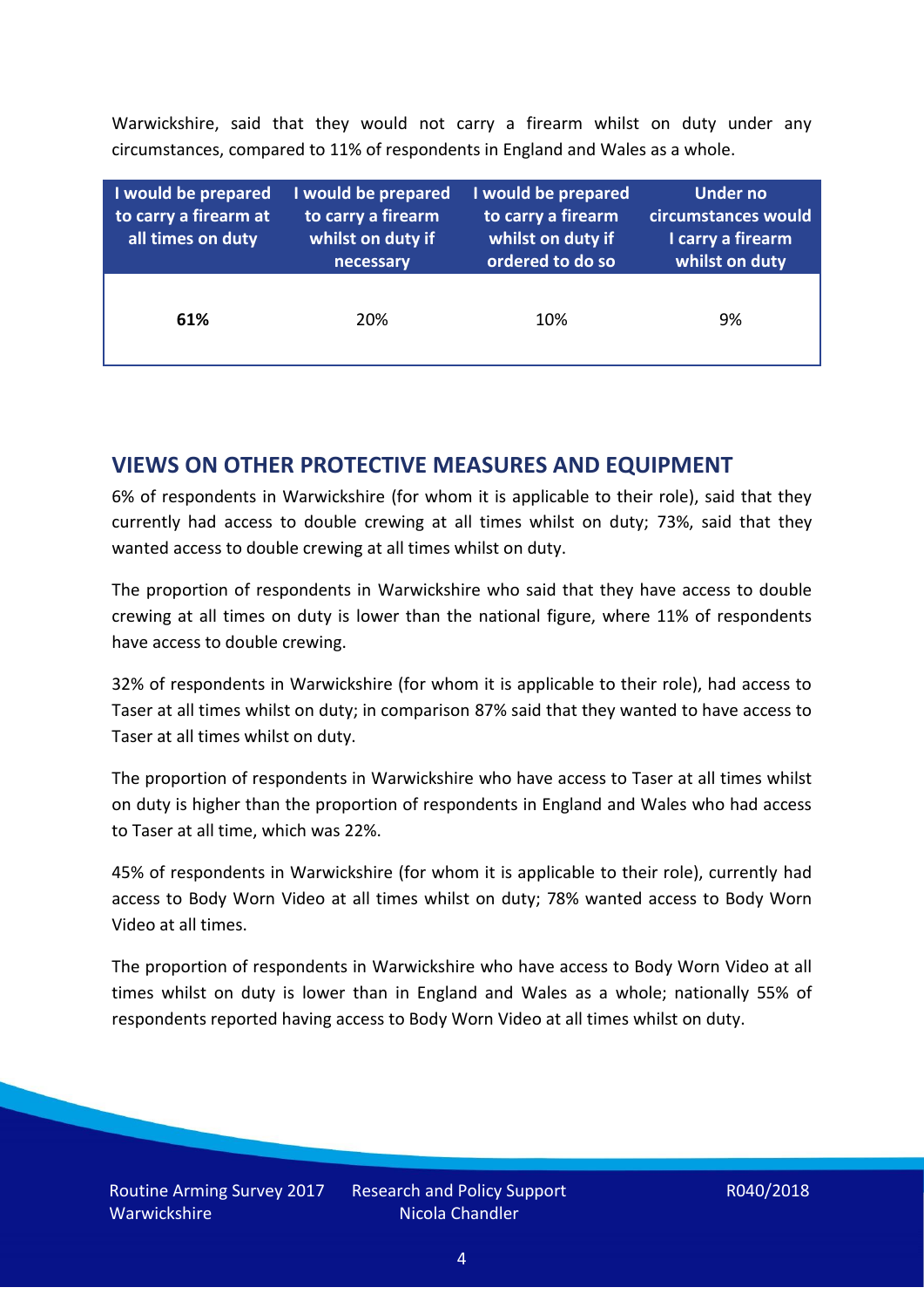Warwickshire, said that they would not carry a firearm whilst on duty under any circumstances, compared to 11% of respondents in England and Wales as a whole.

| I would be prepared to carry a firearm at all times on duty | I would be prepared to carry a firearm whilst on duty if necessary | I would be prepared to carry a firearm whilst on duty if ordered to do so | Under no circumstances would I carry a firearm whilst on duty |
|---|---|---|---|
| **61%** | 20% | 10% | 9% |

## VIEWS ON OTHER PROTECTIVE MEASURES AND EQUIPMENT

6% of respondents in Warwickshire (for whom it is applicable to their role), said that they currently had access to double crewing at all times whilst on duty; 73%, said that they wanted access to double crewing at all times whilst on duty.

The proportion of respondents in Warwickshire who said that they have access to double crewing at all times on duty is lower than the national figure, where 11% of respondents have access to double crewing.

32% of respondents in Warwickshire (for whom it is applicable to their role), had access to Taser at all times whilst on duty; in comparison 87% said that they wanted to have access to Taser at all times whilst on duty.

The proportion of respondents in Warwickshire who have access to Taser at all times whilst on duty is higher than the proportion of respondents in England and Wales who had access to Taser at all time, which was 22%.

45% of respondents in Warwickshire (for whom it is applicable to their role), currently had access to Body Worn Video at all times whilst on duty; 78% wanted access to Body Worn Video at all times.

The proportion of respondents in Warwickshire who have access to Body Worn Video at all times whilst on duty is lower than in England and Wales as a whole; nationally 55% of respondents reported having access to Body Worn Video at all times whilst on duty.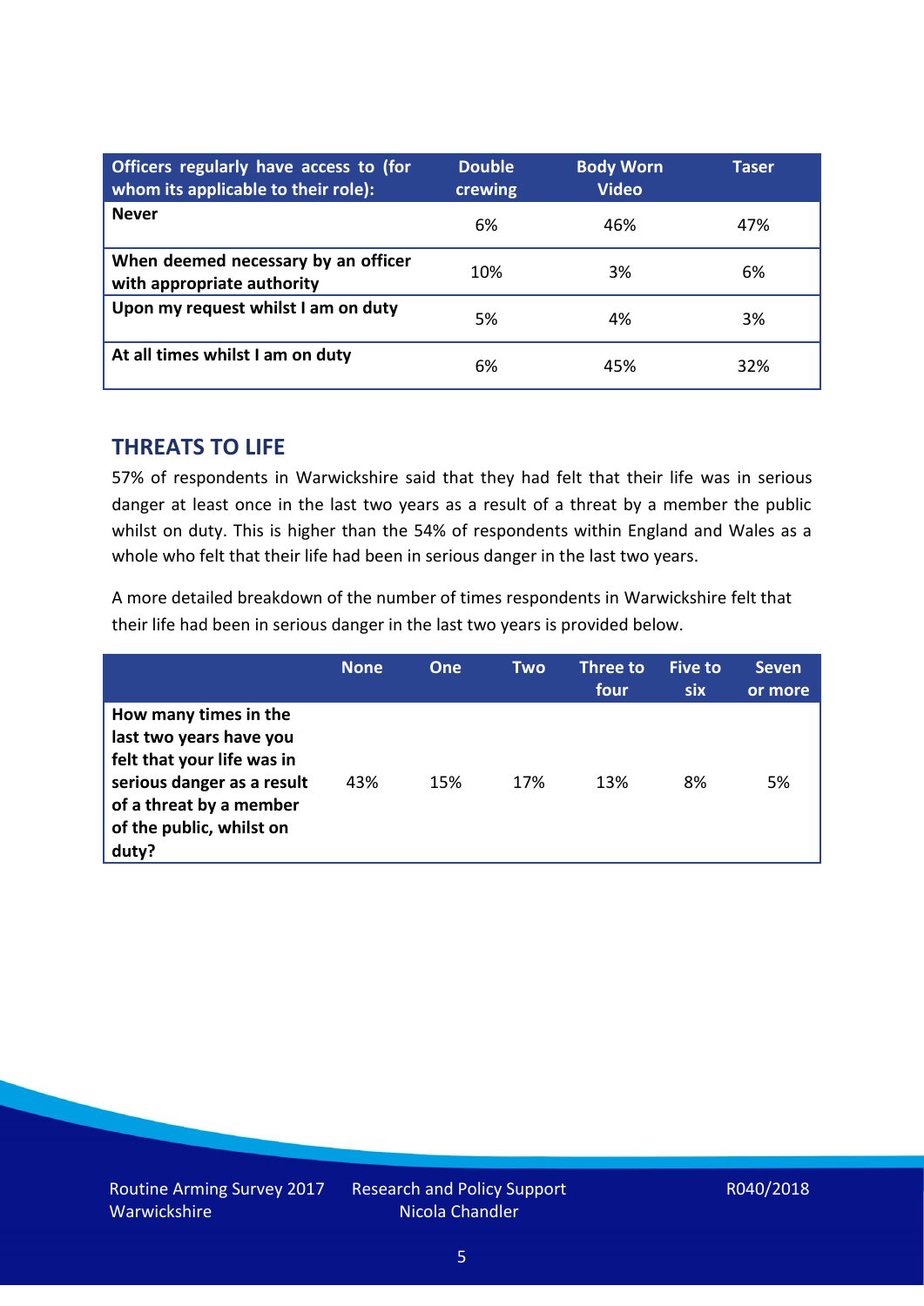| Officers regularly have access to (for whom its applicable to their role): | Double crewing | Body Worn Video | Taser |
|---|---|---|---|
| **Never** | 6% | 46% | 47% |
| **When deemed necessary by an officer with appropriate authority** | 10% | 3% | 6% |
| **Upon my request whilst I am on duty** | 5% | 4% | 3% |
| **At all times whilst I am on duty** | 6% | 45% | 32% |

## THREATS TO LIFE

57% of respondents in Warwickshire said that they had felt that their life was in serious danger at least once in the last two years as a result of a threat by a member the public whilst on duty. This is higher than the 54% of respondents within England and Wales as a whole who felt that their life had been in serious danger in the last two years.

A more detailed breakdown of the number of times respondents in Warwickshire felt that their life had been in serious danger in the last two years is provided below.

| | None | One | Two | Three to four | Five to six | Seven or more |
|---|---|---|---|---|---|---|
| **How many times in the last two years have you felt that your life was in serious danger as a result of a threat by a member of the public, whilst on duty?** | 43% | 15% | 17% | 13% | 8% | 5% |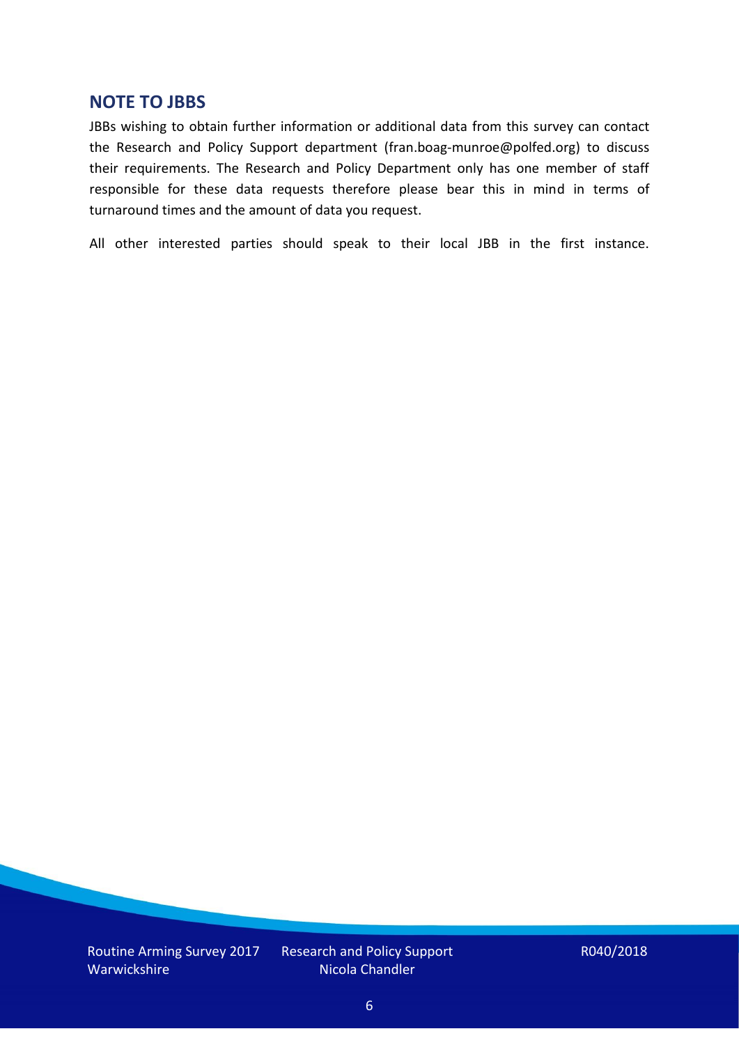## NOTE TO JBBS

JBBs wishing to obtain further information or additional data from this survey can contact the Research and Policy Support department (fran.boag-munroe@polfed.org) to discuss their requirements. The Research and Policy Department only has one member of staff responsible for these data requests therefore please bear this in mind in terms of turnaround times and the amount of data you request.

All other interested parties should speak to their local JBB in the first instance.